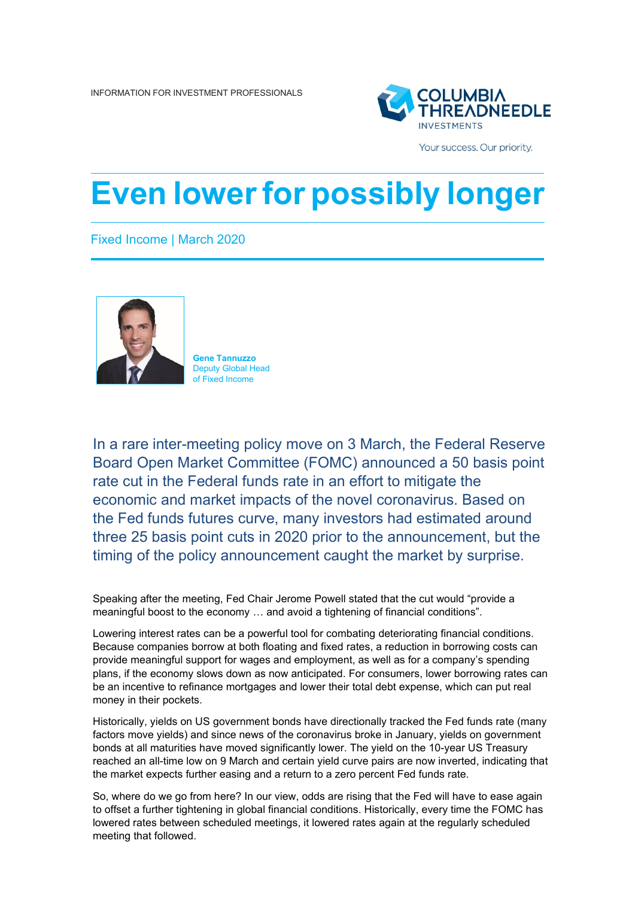INFORMATION FOR INVESTMENT PROFESSIONALS

# Even lower for possibly longer

Fixed Income | March 2020

**Gene Tannuzzo**
Deputy Global Head of Fixed Income

In a rare inter-meeting policy move on 3 March, the Federal Reserve Board Open Market Committee (FOMC) announced a 50 basis point rate cut in the Federal funds rate in an effort to mitigate the economic and market impacts of the novel coronavirus. Based on the Fed funds futures curve, many investors had estimated around three 25 basis point cuts in 2020 prior to the announcement, but the timing of the policy announcement caught the market by surprise.

Speaking after the meeting, Fed Chair Jerome Powell stated that the cut would "provide a meaningful boost to the economy … and avoid a tightening of financial conditions".

Lowering interest rates can be a powerful tool for combating deteriorating financial conditions. Because companies borrow at both floating and fixed rates, a reduction in borrowing costs can provide meaningful support for wages and employment, as well as for a company's spending plans, if the economy slows down as now anticipated. For consumers, lower borrowing rates can be an incentive to refinance mortgages and lower their total debt expense, which can put real money in their pockets.

Historically, yields on US government bonds have directionally tracked the Fed funds rate (many factors move yields) and since news of the coronavirus broke in January, yields on government bonds at all maturities have moved significantly lower. The yield on the 10-year US Treasury reached an all-time low on 9 March and certain yield curve pairs are now inverted, indicating that the market expects further easing and a return to a zero percent Fed funds rate.

So, where do we go from here? In our view, odds are rising that the Fed will have to ease again to offset a further tightening in global financial conditions. Historically, every time the FOMC has lowered rates between scheduled meetings, it lowered rates again at the regularly scheduled meeting that followed.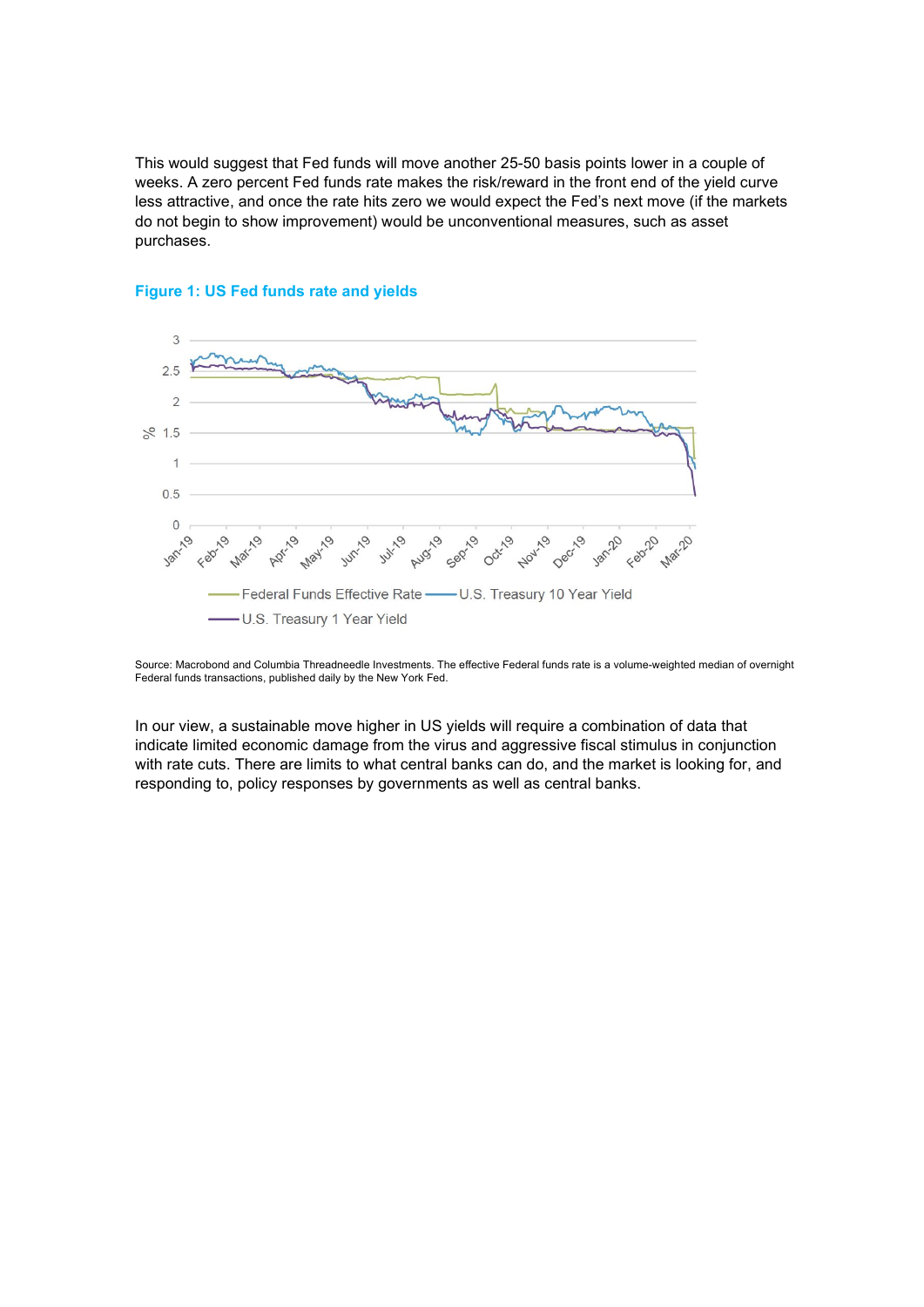This would suggest that Fed funds will move another 25-50 basis points lower in a couple of weeks. A zero percent Fed funds rate makes the risk/reward in the front end of the yield curve less attractive, and once the rate hits zero we would expect the Fed's next move (if the markets do not begin to show improvement) would be unconventional measures, such as asset purchases.

**Figure 1: US Fed funds rate and yields**

Source: Macrobond and Columbia Threadneedle Investments. The effective Federal funds rate is a volume-weighted median of overnight Federal funds transactions, published daily by the New York Fed.

In our view, a sustainable move higher in US yields will require a combination of data that indicate limited economic damage from the virus and aggressive fiscal stimulus in conjunction with rate cuts. There are limits to what central banks can do, and the market is looking for, and responding to, policy responses by governments as well as central banks.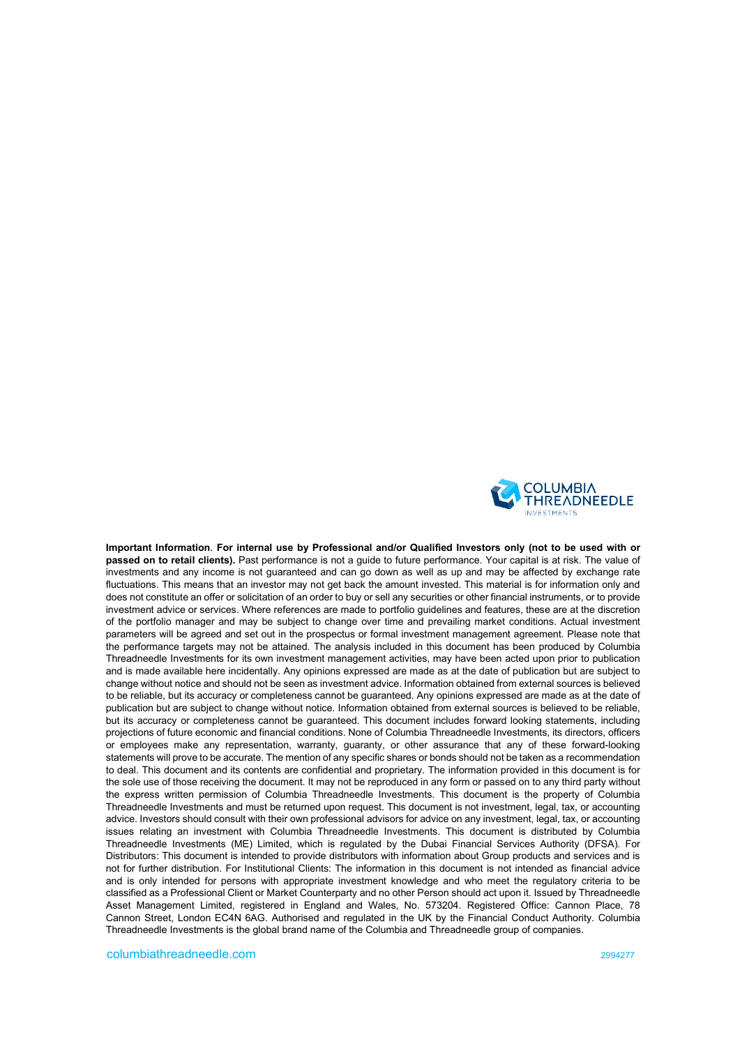COLUMBIA THREADNEEDLE INVESTMENTS

**Important Information**. **For internal use by Professional and/or Qualified Investors only (not to be used with or passed on to retail clients).** Past performance is not a guide to future performance. Your capital is at risk. The value of investments and any income is not guaranteed and can go down as well as up and may be affected by exchange rate fluctuations. This means that an investor may not get back the amount invested. This material is for information only and does not constitute an offer or solicitation of an order to buy or sell any securities or other financial instruments, or to provide investment advice or services. Where references are made to portfolio guidelines and features, these are at the discretion of the portfolio manager and may be subject to change over time and prevailing market conditions. Actual investment parameters will be agreed and set out in the prospectus or formal investment management agreement. Please note that the performance targets may not be attained. The analysis included in this document has been produced by Columbia Threadneedle Investments for its own investment management activities, may have been acted upon prior to publication and is made available here incidentally. Any opinions expressed are made as at the date of publication but are subject to change without notice and should not be seen as investment advice. Information obtained from external sources is believed to be reliable, but its accuracy or completeness cannot be guaranteed. Any opinions expressed are made as at the date of publication but are subject to change without notice. Information obtained from external sources is believed to be reliable, but its accuracy or completeness cannot be guaranteed. This document includes forward looking statements, including projections of future economic and financial conditions. None of Columbia Threadneedle Investments, its directors, officers or employees make any representation, warranty, guaranty, or other assurance that any of these forward-looking statements will prove to be accurate. The mention of any specific shares or bonds should not be taken as a recommendation to deal. This document and its contents are confidential and proprietary. The information provided in this document is for the sole use of those receiving the document. It may not be reproduced in any form or passed on to any third party without the express written permission of Columbia Threadneedle Investments. This document is the property of Columbia Threadneedle Investments and must be returned upon request. This document is not investment, legal, tax, or accounting advice. Investors should consult with their own professional advisors for advice on any investment, legal, tax, or accounting issues relating an investment with Columbia Threadneedle Investments. This document is distributed by Columbia Threadneedle Investments (ME) Limited, which is regulated by the Dubai Financial Services Authority (DFSA). For Distributors: This document is intended to provide distributors with information about Group products and services and is not for further distribution. For Institutional Clients: The information in this document is not intended as financial advice and is only intended for persons with appropriate investment knowledge and who meet the regulatory criteria to be classified as a Professional Client or Market Counterparty and no other Person should act upon it. Issued by Threadneedle Asset Management Limited, registered in England and Wales, No. 573204. Registered Office: Cannon Place, 78 Cannon Street, London EC4N 6AG. Authorised and regulated in the UK by the Financial Conduct Authority. Columbia Threadneedle Investments is the global brand name of the Columbia and Threadneedle group of companies.

columbiathreadneedle.com

2994277